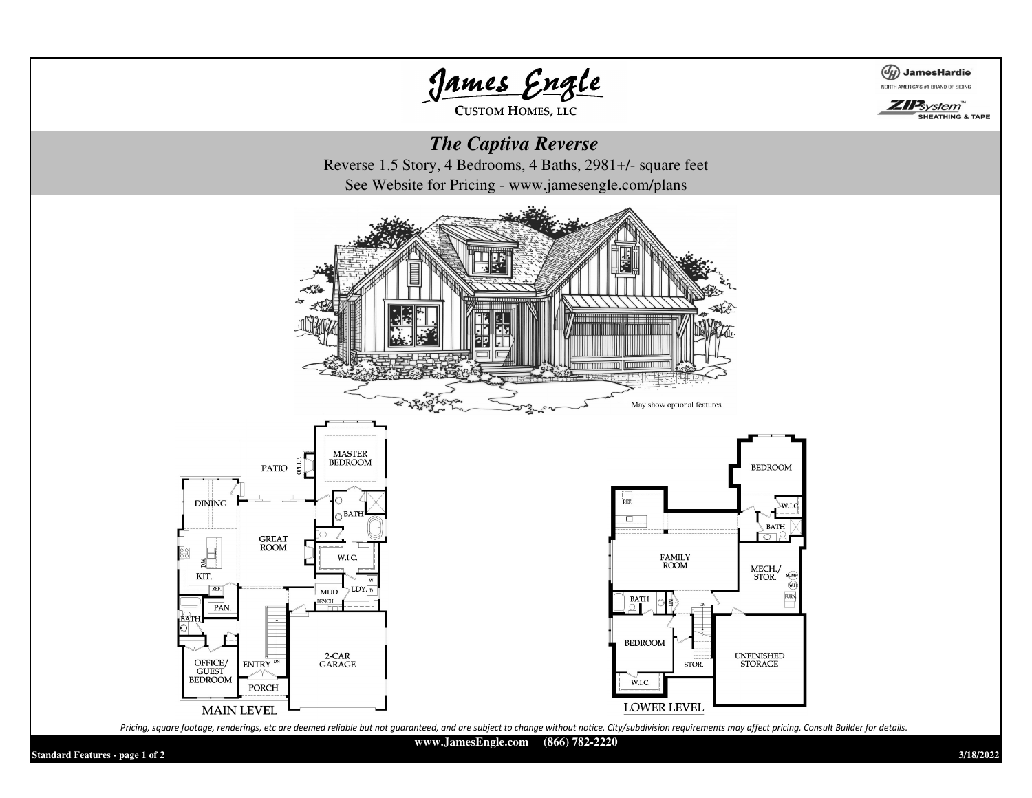James Engle

CUSTOM HOMES, LLC

JamesHardie
NORTH AMERICA'S #1 BRAND OF SIDING

ZIP System
SHEATHING & TAPE

# *The Captiva Reverse*

Reverse 1.5 Story, 4 Bedrooms, 4 Baths, 2981+/- square feet

See Website for Pricing - www.jamesengle.com/plans

May show optional features.

PATIO

OPT. F.P.

MASTER BEDROOM

DINING

BATH

GREAT ROOM

D/W

KIT.

W.I.C.

REF.

MUD

LDY.

W

D

BENCH

PAN.

BATH

OFFICE/ GUEST BEDROOM

ENTRY

DN

2-CAR GARAGE

PORCH

MAIN LEVEL

BEDROOM

REF.

W.I.C.

BATH

FAMILY ROOM

MECH./ STOR.

SUMP

W.H.

FURN.

BATH

LIN.

DN

BEDROOM

STOR.

UNFINISHED STORAGE

W.I.C.

LOWER LEVEL

*Pricing, square footage, renderings, etc are deemed reliable but not guaranteed, and are subject to change without notice. City/subdivision requirements may affect pricing. Consult Builder for details.*

**www.JamesEngle.com (866) 782-2220**

**Standard Features - page 1 of 2**

**3/18/2022**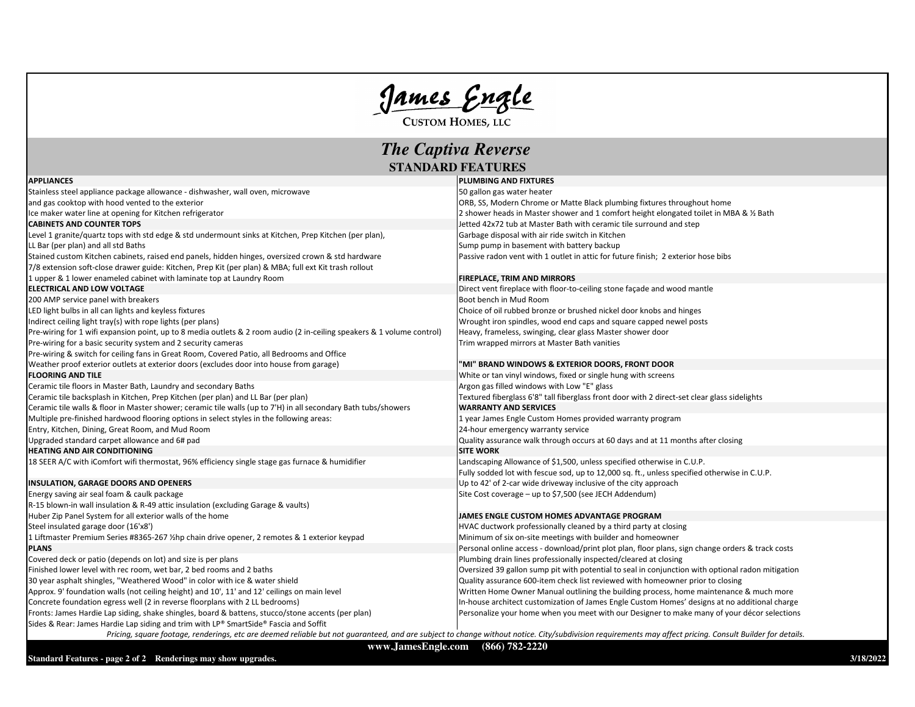# James Engle

CUSTOM HOMES, LLC

## *The Captiva Reverse*

## STANDARD FEATURES

### APPLIANCES

Stainless steel appliance package allowance - dishwasher, wall oven, microwave and gas cooktop with hood vented to the exterior

Ice maker water line at opening for Kitchen refrigerator

### CABINETS AND COUNTER TOPS

Level 1 granite/quartz tops with std edge & std undermount sinks at Kitchen, Prep Kitchen (per plan), LL Bar (per plan) and all std Baths

Stained custom Kitchen cabinets, raised end panels, hidden hinges, oversized crown & std hardware

7/8 extension soft-close drawer guide: Kitchen, Prep Kit (per plan) & MBA; full ext Kit trash rollout

1 upper & 1 lower enameled cabinet with laminate top at Laundry Room

### ELECTRICAL AND LOW VOLTAGE

200 AMP service panel with breakers

LED light bulbs in all can lights and keyless fixtures

Indirect ceiling light tray(s) with rope lights (per plans)

Pre-wiring for 1 wifi expansion point, up to 8 media outlets & 2 room audio (2 in-ceiling speakers & 1 volume control)

Pre-wiring for a basic security system and 2 security cameras

Pre-wiring & switch for ceiling fans in Great Room, Covered Patio, all Bedrooms and Office

Weather proof exterior outlets at exterior doors (excludes door into house from garage)

### FLOORING AND TILE

Ceramic tile floors in Master Bath, Laundry and secondary Baths

Ceramic tile backsplash in Kitchen, Prep Kitchen (per plan) and LL Bar (per plan)

Ceramic tile walls & floor in Master shower; ceramic tile walls (up to 7'H) in all secondary Bath tubs/showers

Multiple pre-finished hardwood flooring options in select styles in the following areas: Entry, Kitchen, Dining, Great Room, and Mud Room

Upgraded standard carpet allowance and 6# pad

### HEATING AND AIR CONDITIONING

18 SEER A/C with iComfort wifi thermostat, 96% efficiency single stage gas furnace & humidifier

### INSULATION, GARAGE DOORS AND OPENERS

Energy saving air seal foam & caulk package

R-15 blown-in wall insulation & R-49 attic insulation (excluding Garage & vaults)

Huber Zip Panel System for all exterior walls of the home

Steel insulated garage door (16'x8')

1 Liftmaster Premium Series #8365-267 ½hp chain drive opener, 2 remotes & 1 exterior keypad

### PLANS

Covered deck or patio (depends on lot) and size is per plans

Finished lower level with rec room, wet bar, 2 bed rooms and 2 baths

30 year asphalt shingles, "Weathered Wood" in color with ice & water shield

Approx. 9' foundation walls (not ceiling height) and 10', 11' and 12' ceilings on main level

Concrete foundation egress well (2 in reverse floorplans with 2 LL bedrooms)

Fronts: James Hardie Lap siding, shake shingles, board & battens, stucco/stone accents (per plan)

Sides & Rear: James Hardie Lap siding and trim with LP® SmartSide® Fascia and Soffit

### PLUMBING AND FIXTURES

50 gallon gas water heater

ORB, SS, Modern Chrome or Matte Black plumbing fixtures throughout home

2 shower heads in Master shower and 1 comfort height elongated toilet in MBA & ½ Bath

Jetted 42x72 tub at Master Bath with ceramic tile surround and step

Garbage disposal with air ride switch in Kitchen

Sump pump in basement with battery backup

Passive radon vent with 1 outlet in attic for future finish; 2 exterior hose bibs

### FIREPLACE, TRIM AND MIRRORS

Direct vent fireplace with floor-to-ceiling stone façade and wood mantle

Boot bench in Mud Room

Choice of oil rubbed bronze or brushed nickel door knobs and hinges

Wrought iron spindles, wood end caps and square capped newel posts

Heavy, frameless, swinging, clear glass Master shower door

Trim wrapped mirrors at Master Bath vanities

### "MI" BRAND WINDOWS & EXTERIOR DOORS, FRONT DOOR

White or tan vinyl windows, fixed or single hung with screens

Argon gas filled windows with Low "E" glass

Textured fiberglass 6'8" tall fiberglass front door with 2 direct-set clear glass sidelights

### WARRANTY AND SERVICES

1 year James Engle Custom Homes provided warranty program

24-hour emergency warranty service

Quality assurance walk through occurs at 60 days and at 11 months after closing

### SITE WORK

Landscaping Allowance of $1,500, unless specified otherwise in C.U.P.

Fully sodded lot with fescue sod, up to 12,000 sq. ft., unless specified otherwise in C.U.P.

Up to 42' of 2-car wide driveway inclusive of the city approach

Site Cost coverage – up to $7,500 (see JECH Addendum)

### JAMES ENGLE CUSTOM HOMES ADVANTAGE PROGRAM

HVAC ductwork professionally cleaned by a third party at closing

Minimum of six on-site meetings with builder and homeowner

Personal online access - download/print plot plan, floor plans, sign change orders & track costs

Plumbing drain lines professionally inspected/cleared at closing

Oversized 39 gallon sump pit with potential to seal in conjunction with optional radon mitigation

Quality assurance 600-item check list reviewed with homeowner prior to closing

Written Home Owner Manual outlining the building process, home maintenance & much more

In-house architect customization of James Engle Custom Homes' designs at no additional charge

Personalize your home when you meet with our Designer to make many of your décor selections

*Pricing, square footage, renderings, etc are deemed reliable but not guaranteed, and are subject to change without notice. City/subdivision requirements may affect pricing. Consult Builder for details.*

**www.JamesEngle.com (866) 782-2220**

**Standard Features - page 2 of 2 Renderings may show upgrades.**

**3/18/2022**